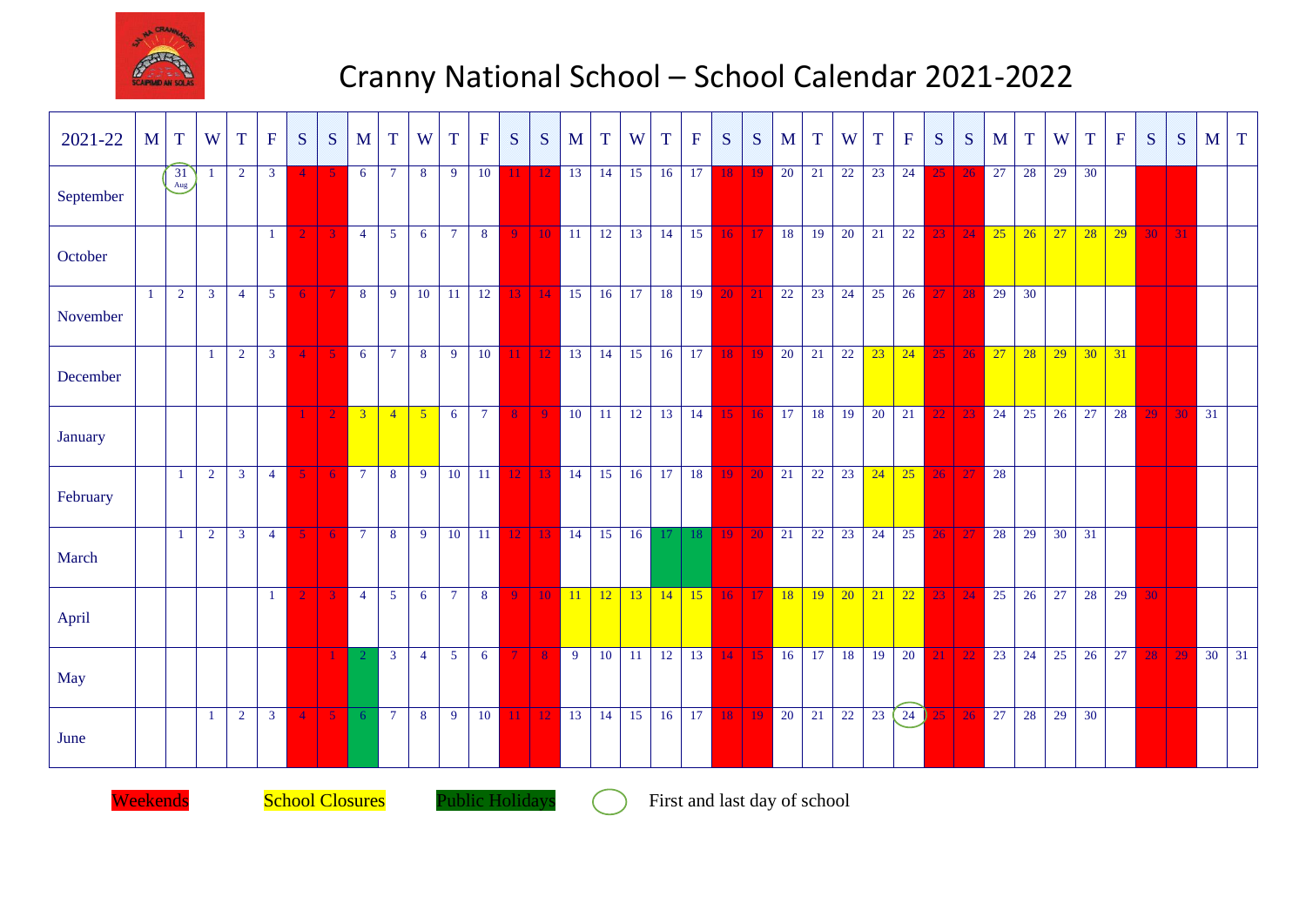# Cranny National School – School Calendar 2021-2022

| 2021-22 | M | T | W | T | F | S | S | M | T | W | T | F | S | S | M | T | W | T | F | S | S | M | T | W | T | F | S | S | M | T | W | T | F | S | S | M | T |
|---|---|---|---|---|---|---|---|---|---|---|---|---|---|---|---|---|---|---|---|---|---|---|---|---|---|---|---|---|---|---|---|---|---|---|---|---|---|
| September | | 31 Aug | 1 | 2 | 3 | 4 | 5 | 6 | 7 | 8 | 9 | 10 | 11 | 12 | 13 | 14 | 15 | 16 | 17 | 18 | 19 | 20 | 21 | 22 | 23 | 24 | 25 | 26 | 27 | 28 | 29 | 30 | | | | | |
| October | | | | | 1 | 2 | 3 | 4 | 5 | 6 | 7 | 8 | 9 | 10 | 11 | 12 | 13 | 14 | 15 | 16 | 17 | 18 | 19 | 20 | 21 | 22 | 23 | 24 | 25 | 26 | 27 | 28 | 29 | 30 | 31 | | |
| November | 1 | 2 | 3 | 4 | 5 | 6 | 7 | 8 | 9 | 10 | 11 | 12 | 13 | 14 | 15 | 16 | 17 | 18 | 19 | 20 | 21 | 22 | 23 | 24 | 25 | 26 | 27 | 28 | 29 | 30 | | | | | | | |
| December | | | 1 | 2 | 3 | 4 | 5 | 6 | 7 | 8 | 9 | 10 | 11 | 12 | 13 | 14 | 15 | 16 | 17 | 18 | 19 | 20 | 21 | 22 | 23 | 24 | 25 | 26 | 27 | 28 | 29 | 30 | 31 | | | | |
| January | | | | | | 1 | 2 | 3 | 4 | 5 | 6 | 7 | 8 | 9 | 10 | 11 | 12 | 13 | 14 | 15 | 16 | 17 | 18 | 19 | 20 | 21 | 22 | 23 | 24 | 25 | 26 | 27 | 28 | 29 | 30 | 31 | |
| February | | 1 | 2 | 3 | 4 | 5 | 6 | 7 | 8 | 9 | 10 | 11 | 12 | 13 | 14 | 15 | 16 | 17 | 18 | 19 | 20 | 21 | 22 | 23 | 24 | 25 | 26 | 27 | 28 | | | | | | | | |
| March | | 1 | 2 | 3 | 4 | 5 | 6 | 7 | 8 | 9 | 10 | 11 | 12 | 13 | 14 | 15 | 16 | 17 | 18 | 19 | 20 | 21 | 22 | 23 | 24 | 25 | 26 | 27 | 28 | 29 | 30 | 31 | | | | | |
| April | | | | | 1 | 2 | 3 | 4 | 5 | 6 | 7 | 8 | 9 | 10 | 11 | 12 | 13 | 14 | 15 | 16 | 17 | 18 | 19 | 20 | 21 | 22 | 23 | 24 | 25 | 26 | 27 | 28 | 29 | 30 | | | |
| May | | | | | | | 1 | 2 | 3 | 4 | 5 | 6 | 7 | 8 | 9 | 10 | 11 | 12 | 13 | 14 | 15 | 16 | 17 | 18 | 19 | 20 | 21 | 22 | 23 | 24 | 25 | 26 | 27 | 28 | 29 | 30 | 31 |
| June | | | 1 | 2 | 3 | 4 | 5 | 6 | 7 | 8 | 9 | 10 | 11 | 12 | 13 | 14 | 15 | 16 | 17 | 18 | 19 | 20 | 21 | 22 | 23 | 24 | 25 | 26 | 27 | 28 | 29 | 30 | | | | | |

Weekends School Closures Public Holidays First and last day of school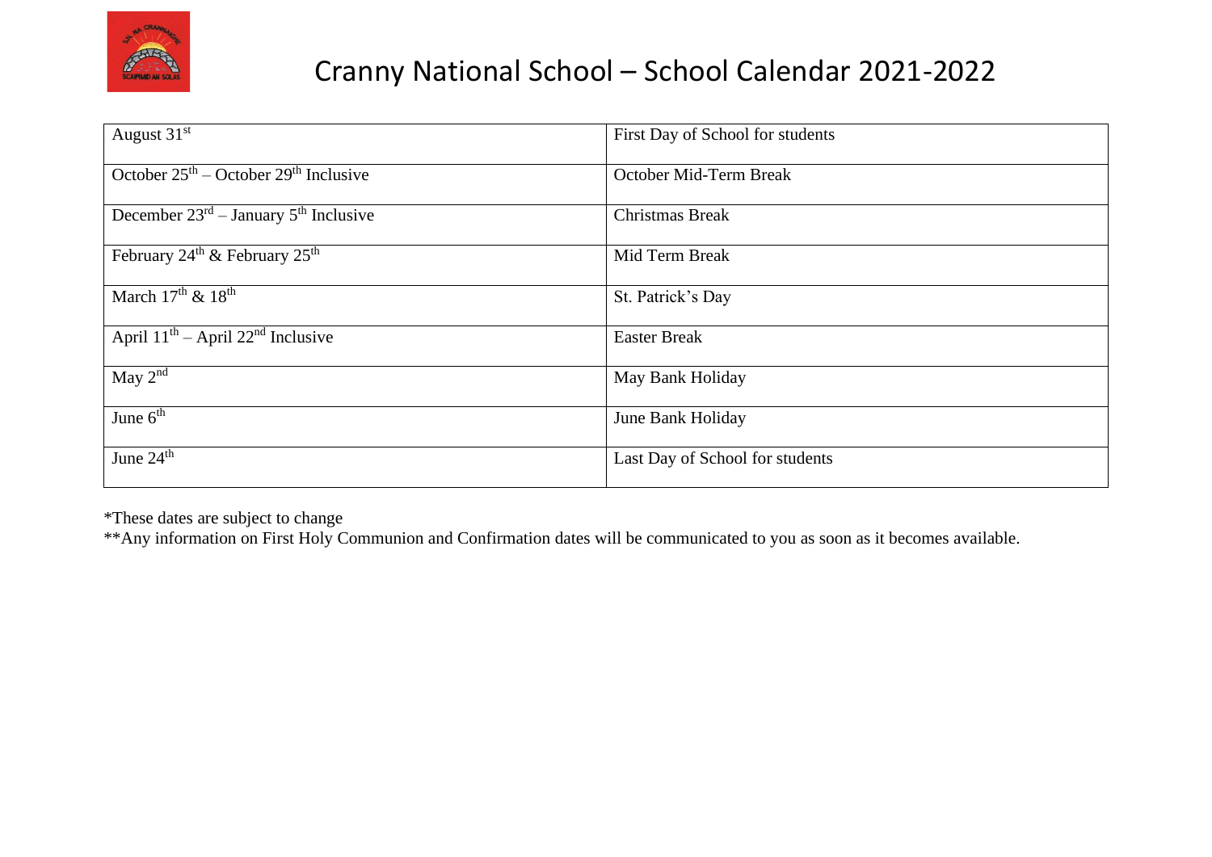# Cranny National School – School Calendar 2021-2022

| | |
|---|---|
| August 31st | First Day of School for students |
| October 25th – October 29th Inclusive | October Mid-Term Break |
| December 23rd – January 5th Inclusive | Christmas Break |
| February 24th & February 25th | Mid Term Break |
| March 17th & 18th | St. Patrick's Day |
| April 11th – April 22nd Inclusive | Easter Break |
| May 2nd | May Bank Holiday |
| June 6th | June Bank Holiday |
| June 24th | Last Day of School for students |

*These dates are subject to change

**Any information on First Holy Communion and Confirmation dates will be communicated to you as soon as it becomes available.